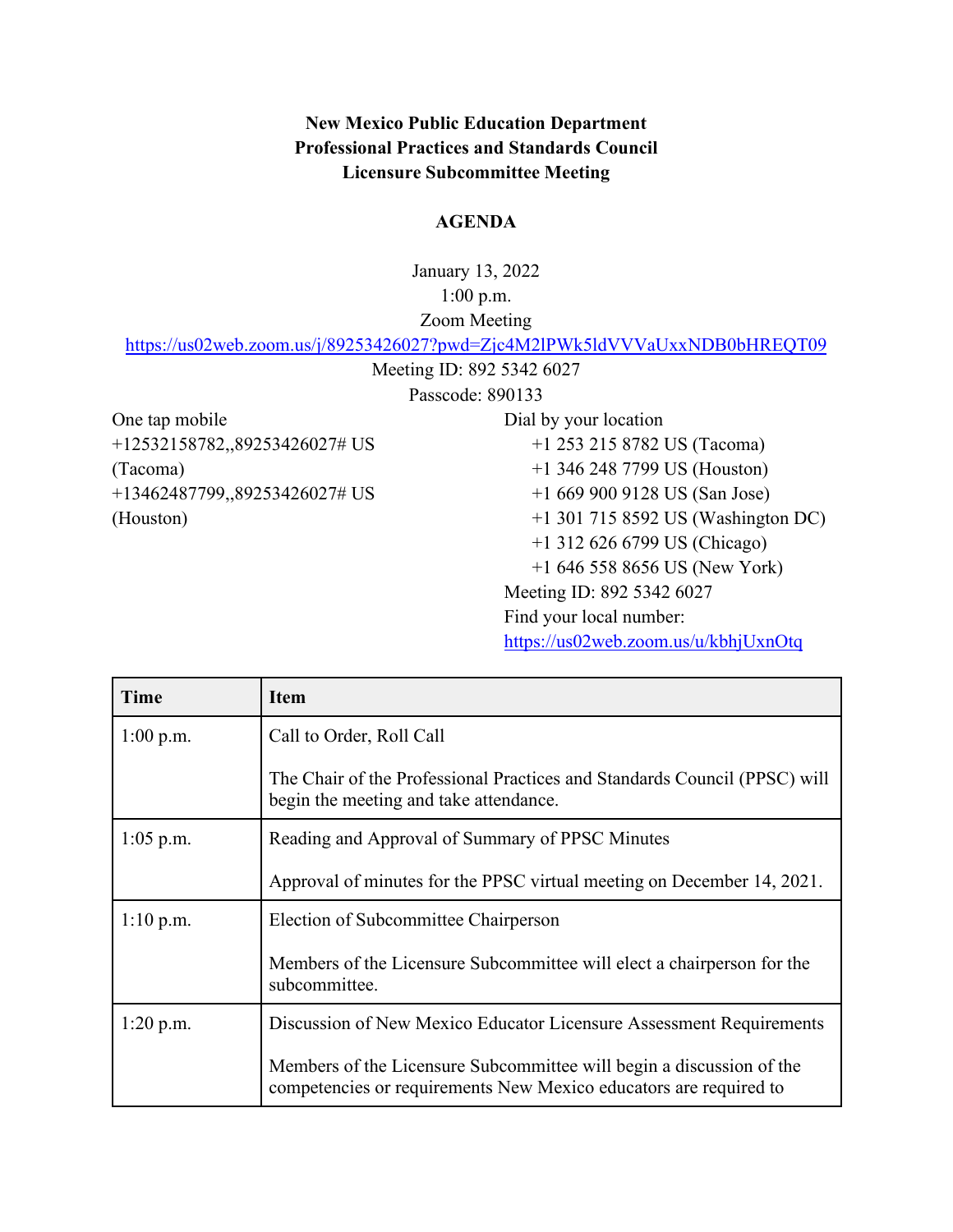**New Mexico Public Education Department**
**Professional Practices and Standards Council**
**Licensure Subcommittee Meeting**

**AGENDA**

January 13, 2022
1:00 p.m.
Zoom Meeting
https://us02web.zoom.us/j/89253426027?pwd=Zjc4M2lPWk5ldVVVaUxxNDB0bHREQT09
Meeting ID: 892 5342 6027
Passcode: 890133

One tap mobile
+12532158782,,89253426027# US (Tacoma)
+13462487799,,89253426027# US (Houston)

Dial by your location
+1 253 215 8782 US (Tacoma)
+1 346 248 7799 US (Houston)
+1 669 900 9128 US (San Jose)
+1 301 715 8592 US (Washington DC)
+1 312 626 6799 US (Chicago)
+1 646 558 8656 US (New York)
Meeting ID: 892 5342 6027
Find your local number: https://us02web.zoom.us/u/kbhjUxnOtq

| Time | Item |
|---|---|
| 1:00 p.m. | Call to Order, Roll Call<br><br>The Chair of the Professional Practices and Standards Council (PPSC) will begin the meeting and take attendance. |
| 1:05 p.m. | Reading and Approval of Summary of PPSC Minutes<br><br>Approval of minutes for the PPSC virtual meeting on December 14, 2021. |
| 1:10 p.m. | Election of Subcommittee Chairperson<br><br>Members of the Licensure Subcommittee will elect a chairperson for the subcommittee. |
| 1:20 p.m. | Discussion of New Mexico Educator Licensure Assessment Requirements<br><br>Members of the Licensure Subcommittee will begin a discussion of the competencies or requirements New Mexico educators are required to |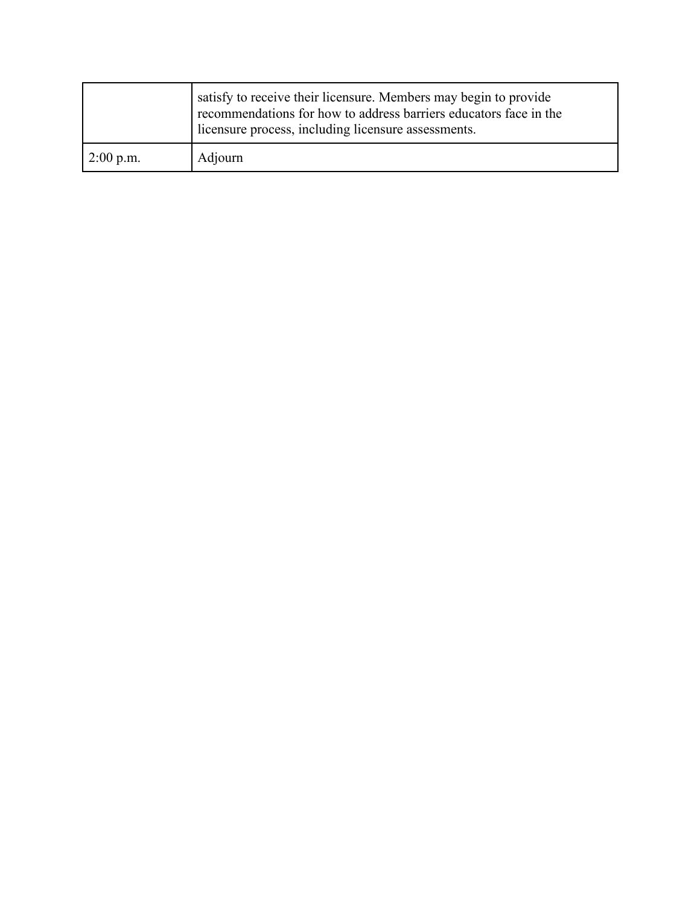| | |
|---|---|
| | satisfy to receive their licensure. Members may begin to provide recommendations for how to address barriers educators face in the licensure process, including licensure assessments. |
| 2:00 p.m. | Adjourn |